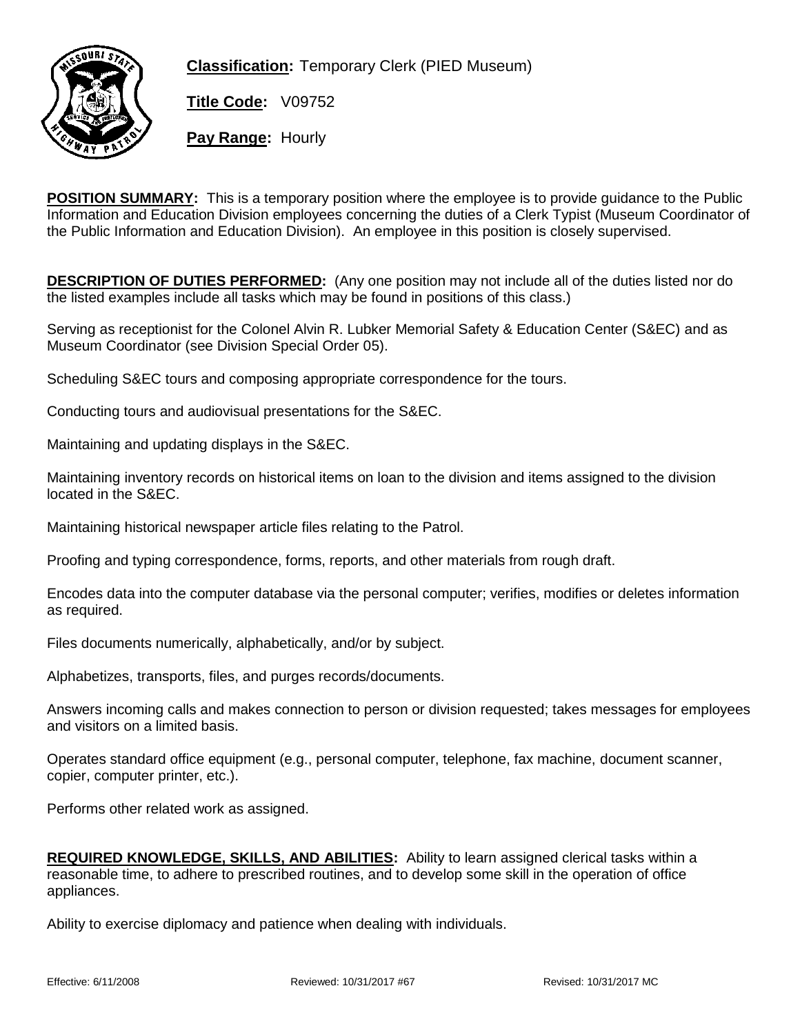**Classification:** Temporary Clerk (PIED Museum)

**Title Code:** V09752

**Pay Range:** Hourly

**POSITION SUMMARY:** This is a temporary position where the employee is to provide guidance to the Public Information and Education Division employees concerning the duties of a Clerk Typist (Museum Coordinator of the Public Information and Education Division). An employee in this position is closely supervised.

**DESCRIPTION OF DUTIES PERFORMED:** (Any one position may not include all of the duties listed nor do the listed examples include all tasks which may be found in positions of this class.)

Serving as receptionist for the Colonel Alvin R. Lubker Memorial Safety & Education Center (S&EC) and as Museum Coordinator (see Division Special Order 05).

Scheduling S&EC tours and composing appropriate correspondence for the tours.

Conducting tours and audiovisual presentations for the S&EC.

Maintaining and updating displays in the S&EC.

Maintaining inventory records on historical items on loan to the division and items assigned to the division located in the S&EC.

Maintaining historical newspaper article files relating to the Patrol.

Proofing and typing correspondence, forms, reports, and other materials from rough draft.

Encodes data into the computer database via the personal computer; verifies, modifies or deletes information as required.

Files documents numerically, alphabetically, and/or by subject.

Alphabetizes, transports, files, and purges records/documents.

Answers incoming calls and makes connection to person or division requested; takes messages for employees and visitors on a limited basis.

Operates standard office equipment (e.g., personal computer, telephone, fax machine, document scanner, copier, computer printer, etc.).

Performs other related work as assigned.

**REQUIRED KNOWLEDGE, SKILLS, AND ABILITIES:** Ability to learn assigned clerical tasks within a reasonable time, to adhere to prescribed routines, and to develop some skill in the operation of office appliances.

Ability to exercise diplomacy and patience when dealing with individuals.

Effective: 6/11/2008 Reviewed: 10/31/2017 #67 Revised: 10/31/2017 MC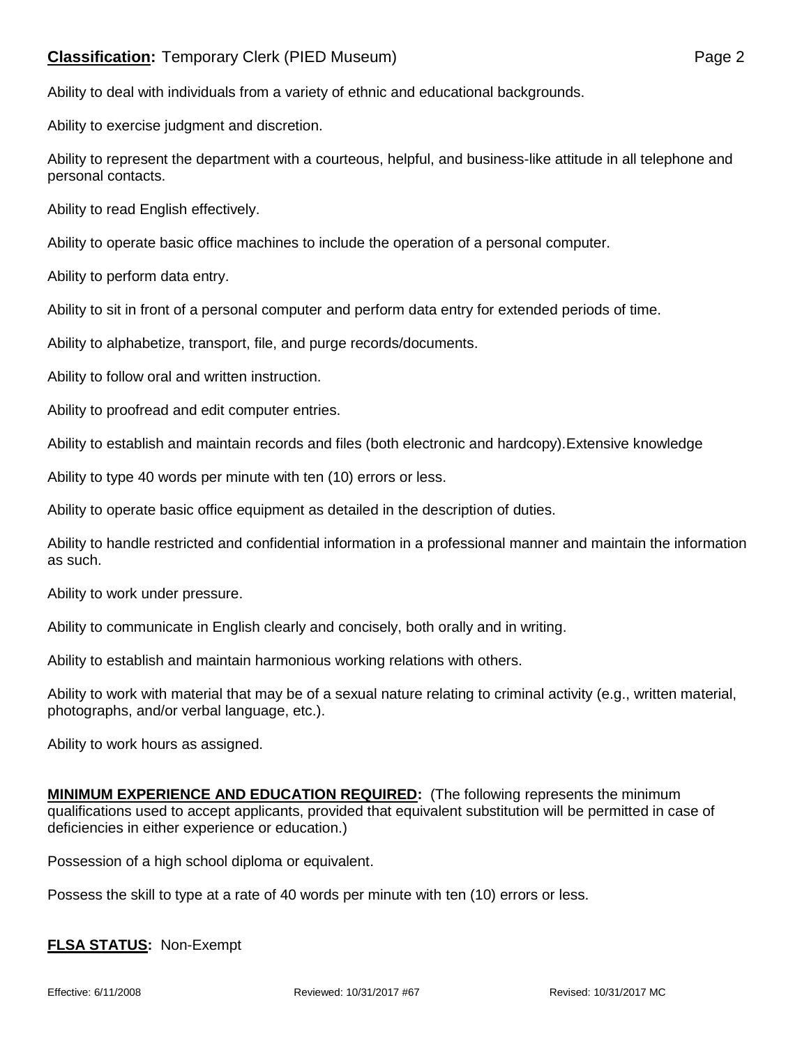Ability to deal with individuals from a variety of ethnic and educational backgrounds.

Ability to exercise judgment and discretion.

Ability to represent the department with a courteous, helpful, and business-like attitude in all telephone and personal contacts.

Ability to read English effectively.

Ability to operate basic office machines to include the operation of a personal computer.

Ability to perform data entry.

Ability to sit in front of a personal computer and perform data entry for extended periods of time.

Ability to alphabetize, transport, file, and purge records/documents.

Ability to follow oral and written instruction.

Ability to proofread and edit computer entries.

Ability to establish and maintain records and files (both electronic and hardcopy).Extensive knowledge

Ability to type 40 words per minute with ten (10) errors or less.

Ability to operate basic office equipment as detailed in the description of duties.

Ability to handle restricted and confidential information in a professional manner and maintain the information as such.

Ability to work under pressure.

Ability to communicate in English clearly and concisely, both orally and in writing.

Ability to establish and maintain harmonious working relations with others.

Ability to work with material that may be of a sexual nature relating to criminal activity (e.g., written material, photographs, and/or verbal language, etc.).

Ability to work hours as assigned.

**MINIMUM EXPERIENCE AND EDUCATION REQUIRED:** (The following represents the minimum qualifications used to accept applicants, provided that equivalent substitution will be permitted in case of deficiencies in either experience or education.)

Possession of a high school diploma or equivalent.

Possess the skill to type at a rate of 40 words per minute with ten (10) errors or less.

**FLSA STATUS:** Non-Exempt

Effective: 6/11/2008 Reviewed: 10/31/2017 #67 Revised: 10/31/2017 MC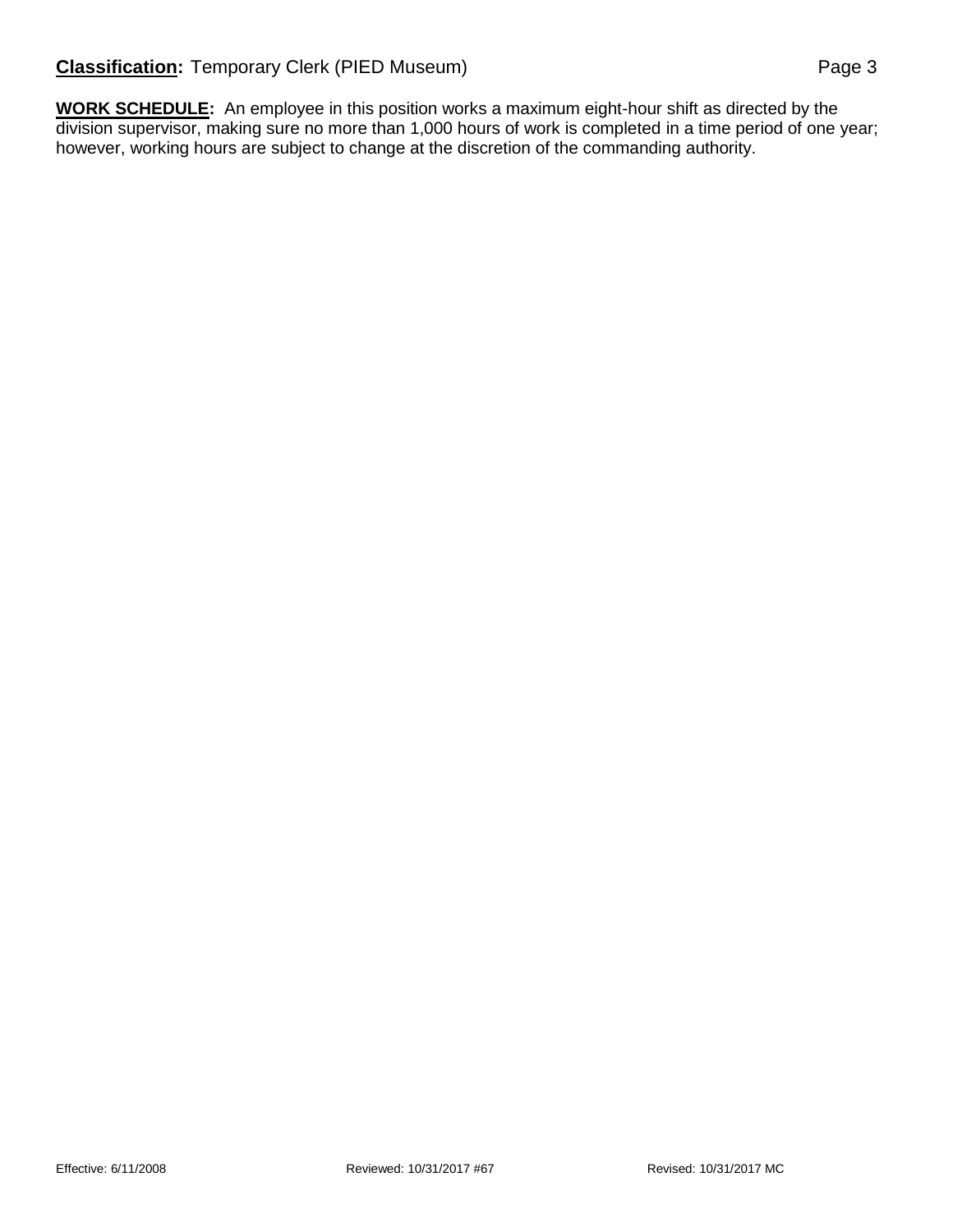**WORK SCHEDULE:** An employee in this position works a maximum eight-hour shift as directed by the division supervisor, making sure no more than 1,000 hours of work is completed in a time period of one year; however, working hours are subject to change at the discretion of the commanding authority.